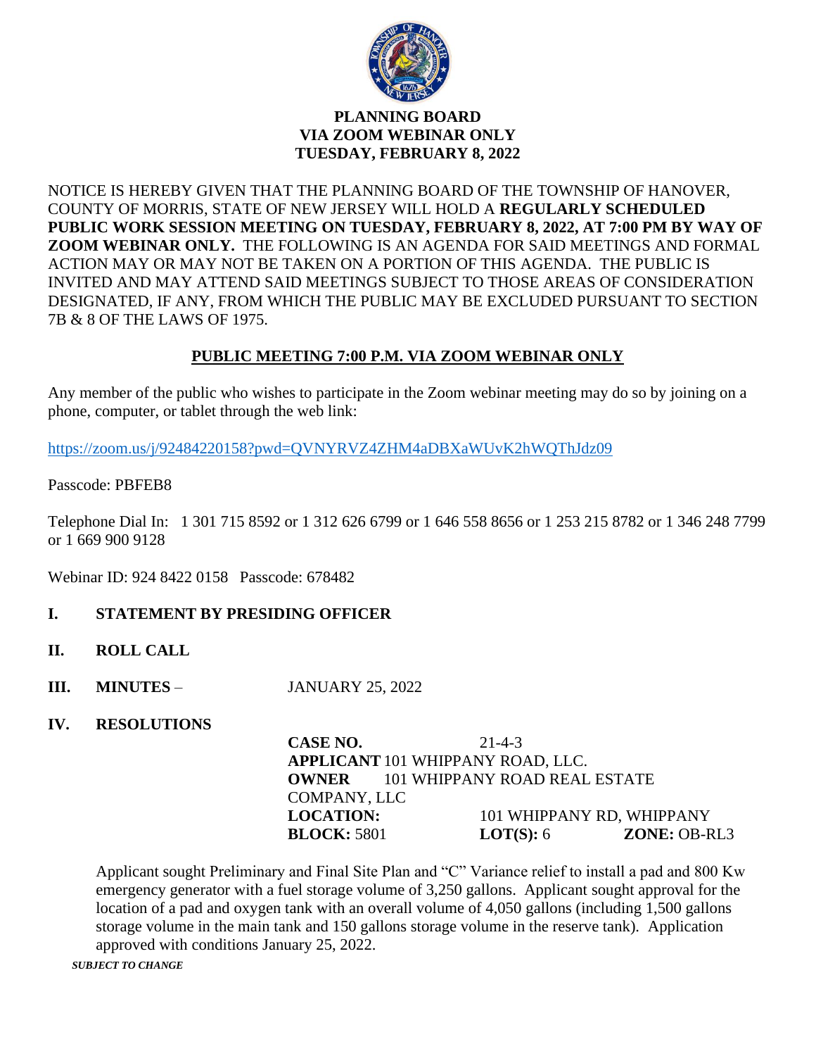# PLANNING BOARD
# VIA ZOOM WEBINAR ONLY
# TUESDAY, FEBRUARY 8, 2022

NOTICE IS HEREBY GIVEN THAT THE PLANNING BOARD OF THE TOWNSHIP OF HANOVER, COUNTY OF MORRIS, STATE OF NEW JERSEY WILL HOLD A **REGULARLY SCHEDULED PUBLIC WORK SESSION MEETING ON TUESDAY, FEBRUARY 8, 2022, AT 7:00 PM BY WAY OF ZOOM WEBINAR ONLY.** THE FOLLOWING IS AN AGENDA FOR SAID MEETINGS AND FORMAL ACTION MAY OR MAY NOT BE TAKEN ON A PORTION OF THIS AGENDA. THE PUBLIC IS INVITED AND MAY ATTEND SAID MEETINGS SUBJECT TO THOSE AREAS OF CONSIDERATION DESIGNATED, IF ANY, FROM WHICH THE PUBLIC MAY BE EXCLUDED PURSUANT TO SECTION 7B & 8 OF THE LAWS OF 1975.

## PUBLIC MEETING 7:00 P.M. VIA ZOOM WEBINAR ONLY

Any member of the public who wishes to participate in the Zoom webinar meeting may do so by joining on a phone, computer, or tablet through the web link:

https://zoom.us/j/92484220158?pwd=QVNYRVZ4ZHM4aDBXaWUvK2hWQThJdz09

Passcode: PBFEB8

Telephone Dial In: 1 301 715 8592 or 1 312 626 6799 or 1 646 558 8656 or 1 253 215 8782 or 1 346 248 7799 or 1 669 900 9128

Webinar ID: 924 8422 0158 Passcode: 678482

**I. STATEMENT BY PRESIDING OFFICER**

**II. ROLL CALL**

**III. MINUTES** – JANUARY 25, 2022

**IV. RESOLUTIONS**

**CASE NO.** 21-4-3
**APPLICANT** 101 WHIPPANY ROAD, LLC.
**OWNER** 101 WHIPPANY ROAD REAL ESTATE COMPANY, LLC
**LOCATION:** 101 WHIPPANY RD, WHIPPANY
**BLOCK:** 5801 **LOT(S):** 6 **ZONE:** OB-RL3

Applicant sought Preliminary and Final Site Plan and "C" Variance relief to install a pad and 800 Kw emergency generator with a fuel storage volume of 3,250 gallons. Applicant sought approval for the location of a pad and oxygen tank with an overall volume of 4,050 gallons (including 1,500 gallons storage volume in the main tank and 150 gallons storage volume in the reserve tank). Application approved with conditions January 25, 2022.

***SUBJECT TO CHANGE***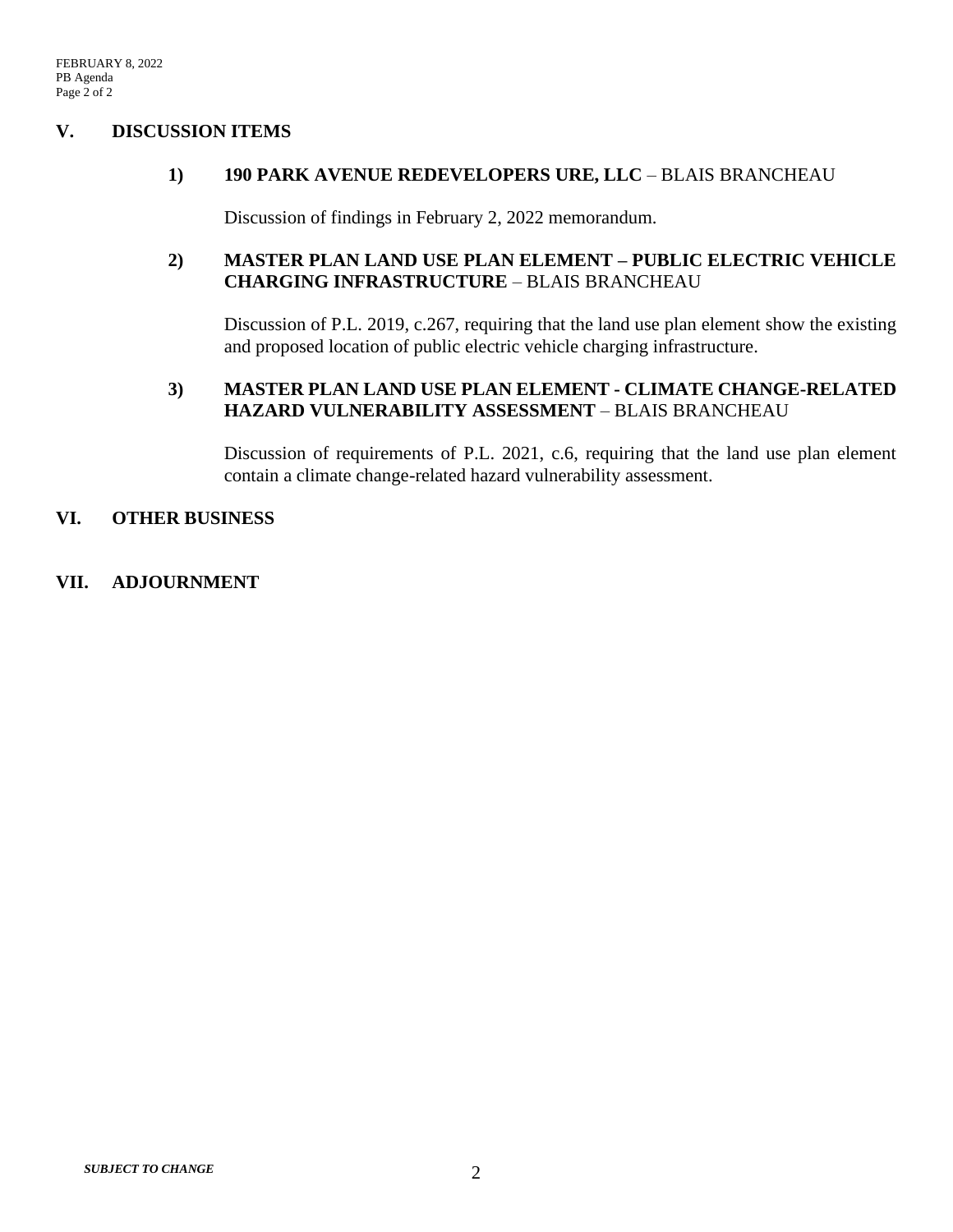## V. DISCUSSION ITEMS

**1) 190 PARK AVENUE REDEVELOPERS URE, LLC** – BLAIS BRANCHEAU

Discussion of findings in February 2, 2022 memorandum.

**2) MASTER PLAN LAND USE PLAN ELEMENT – PUBLIC ELECTRIC VEHICLE CHARGING INFRASTRUCTURE** – BLAIS BRANCHEAU

Discussion of P.L. 2019, c.267, requiring that the land use plan element show the existing and proposed location of public electric vehicle charging infrastructure.

**3) MASTER PLAN LAND USE PLAN ELEMENT - CLIMATE CHANGE-RELATED HAZARD VULNERABILITY ASSESSMENT** – BLAIS BRANCHEAU

Discussion of requirements of P.L. 2021, c.6, requiring that the land use plan element contain a climate change-related hazard vulnerability assessment.

## VI. OTHER BUSINESS

## VII. ADJOURNMENT

***SUBJECT TO CHANGE***